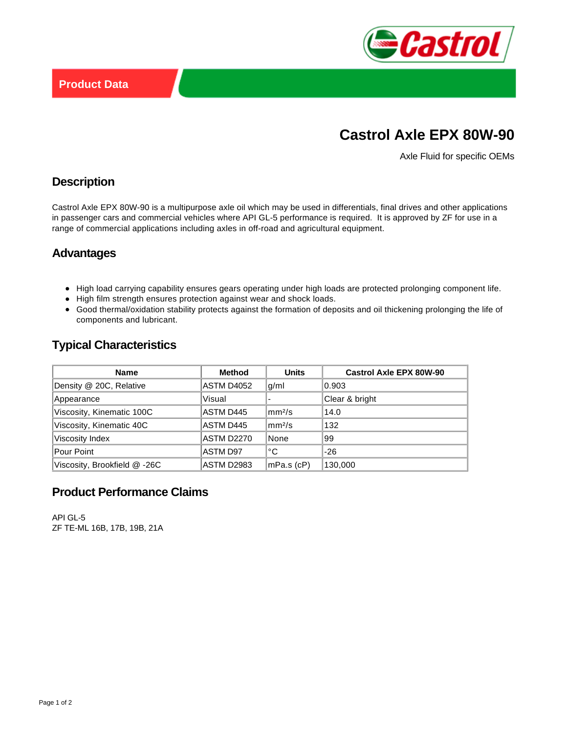Product Data

# Castrol Axle EPX 80W-90

Axle Fluid for specific OEMs

## Description

Castrol Axle EPX 80W-90 is a multipurpose axle oil which may be used in differentials, final drives and other applications in passenger cars and commercial vehicles where API GL-5 performance is required.  It is approved by ZF for use in a range of commercial applications including axles in off-road and agricultural equipment.

## Advantages

- High load carrying capability ensures gears operating under high loads are protected prolonging component life.
- High film strength ensures protection against wear and shock loads.
- Good thermal/oxidation stability protects against the formation of deposits and oil thickening prolonging the life of components and lubricant.

## Typical Characteristics

| Name | Method | Units | Castrol Axle EPX 80W-90 |
|---|---|---|---|
| Density @ 20C, Relative | ASTM D4052 | g/ml | 0.903 |
| Appearance | Visual | - | Clear & bright |
| Viscosity, Kinematic 100C | ASTM D445 | $mm^2/s$ | 14.0 |
| Viscosity, Kinematic 40C | ASTM D445 | $mm^2/s$ | 132 |
| Viscosity Index | ASTM D2270 | None | 99 |
| Pour Point | ASTM D97 | °C | -26 |
| Viscosity, Brookfield @ -26C | ASTM D2983 | mPa.s (cP) | 130,000 |

## Product Performance Claims

API GL-5
ZF TE-ML 16B, 17B, 19B, 21A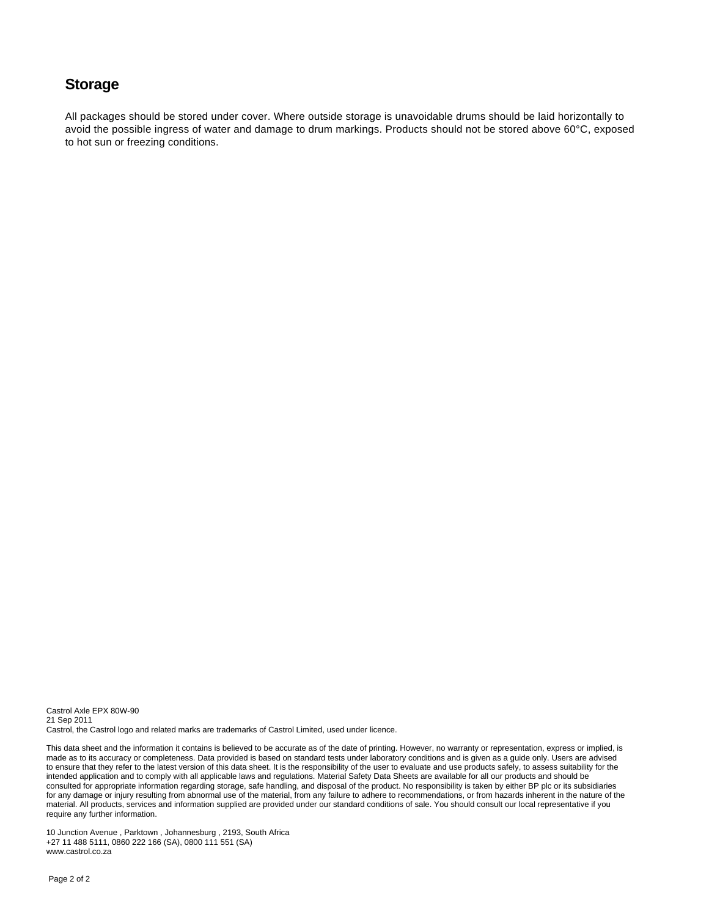## Storage

All packages should be stored under cover. Where outside storage is unavoidable drums should be laid horizontally to avoid the possible ingress of water and damage to drum markings. Products should not be stored above 60°C, exposed to hot sun or freezing conditions.

Castrol Axle EPX 80W-90
21 Sep 2011
Castrol, the Castrol logo and related marks are trademarks of Castrol Limited, used under licence.

This data sheet and the information it contains is believed to be accurate as of the date of printing. However, no warranty or representation, express or implied, is made as to its accuracy or completeness. Data provided is based on standard tests under laboratory conditions and is given as a guide only. Users are advised to ensure that they refer to the latest version of this data sheet. It is the responsibility of the user to evaluate and use products safely, to assess suitability for the intended application and to comply with all applicable laws and regulations. Material Safety Data Sheets are available for all our products and should be consulted for appropriate information regarding storage, safe handling, and disposal of the product. No responsibility is taken by either BP plc or its subsidiaries for any damage or injury resulting from abnormal use of the material, from any failure to adhere to recommendations, or from hazards inherent in the nature of the material. All products, services and information supplied are provided under our standard conditions of sale. You should consult our local representative if you require any further information.

10 Junction Avenue , Parktown , Johannesburg , 2193, South Africa
+27 11 488 5111, 0860 222 166 (SA), 0800 111 551 (SA)
www.castrol.co.za